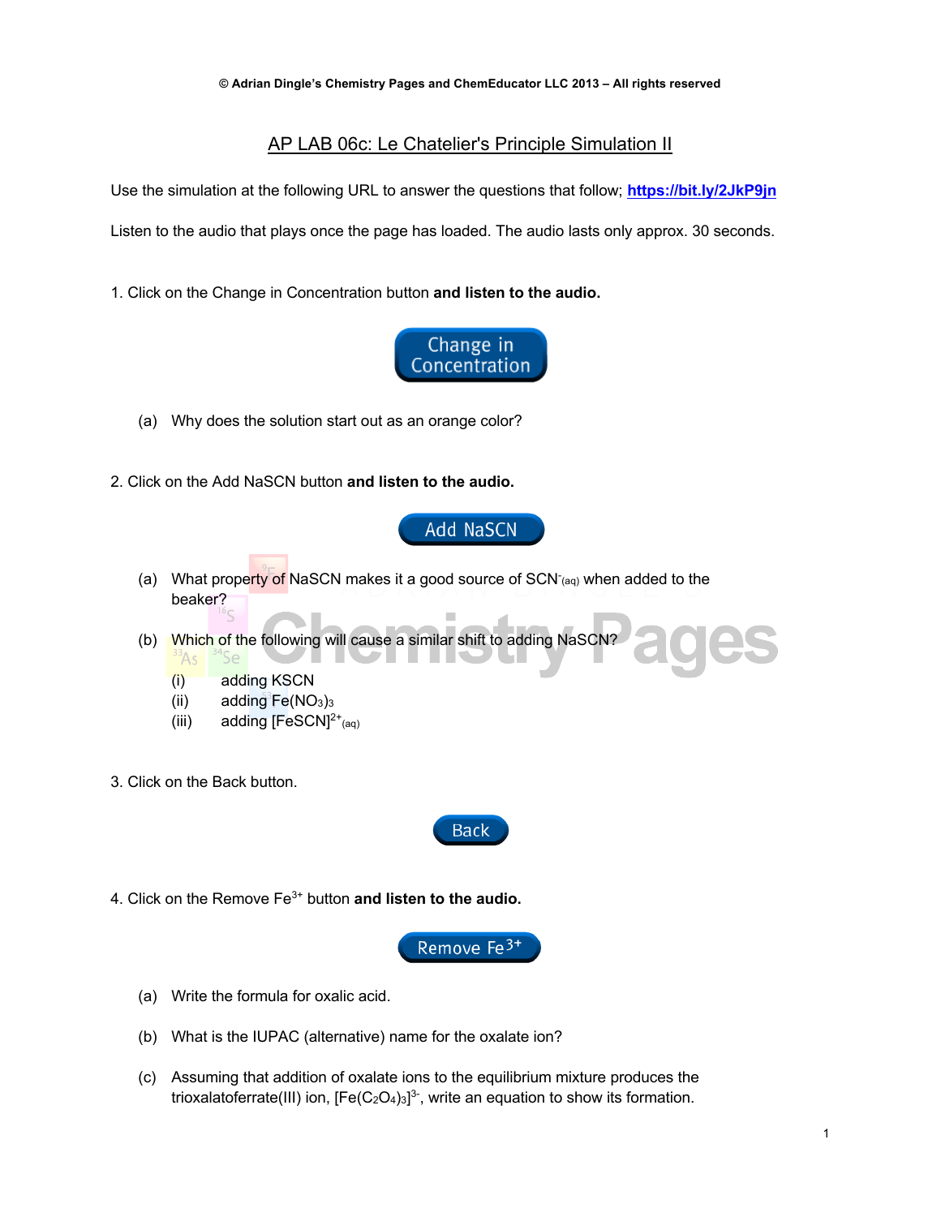© Adrian Dingle's Chemistry Pages and ChemEducator LLC 2013 – All rights reserved

# AP LAB 06c: Le Chatelier's Principle Simulation II

Use the simulation at the following URL to answer the questions that follow; **https://bit.ly/2JkP9jn**

Listen to the audio that plays once the page has loaded. The audio lasts only approx. 30 seconds.

1. Click on the Change in Concentration button **and listen to the audio.**

Change in Concentration

(a) Why does the solution start out as an orange color?

2. Click on the Add NaSCN button **and listen to the audio.**

Add NaSCN

(a) What property of NaSCN makes it a good source of $SCN^{-}_{(aq)}$ when added to the beaker?

(b) Which of the following will cause a similar shift to adding NaSCN?

(i) adding KSCN
(ii) adding $Fe(NO_3)_3$
(iii) adding $[FeSCN]^{2+}_{(aq)}$

3. Click on the Back button.

Back

4. Click on the Remove $Fe^{3+}$ button **and listen to the audio.**

Remove $Fe^{3+}$

(a) Write the formula for oxalic acid.

(b) What is the IUPAC (alternative) name for the oxalate ion?

(c) Assuming that addition of oxalate ions to the equilibrium mixture produces the trioxalatoferrate(III) ion, $[Fe(C_2O_4)_3]^{3-}$, write an equation to show its formation.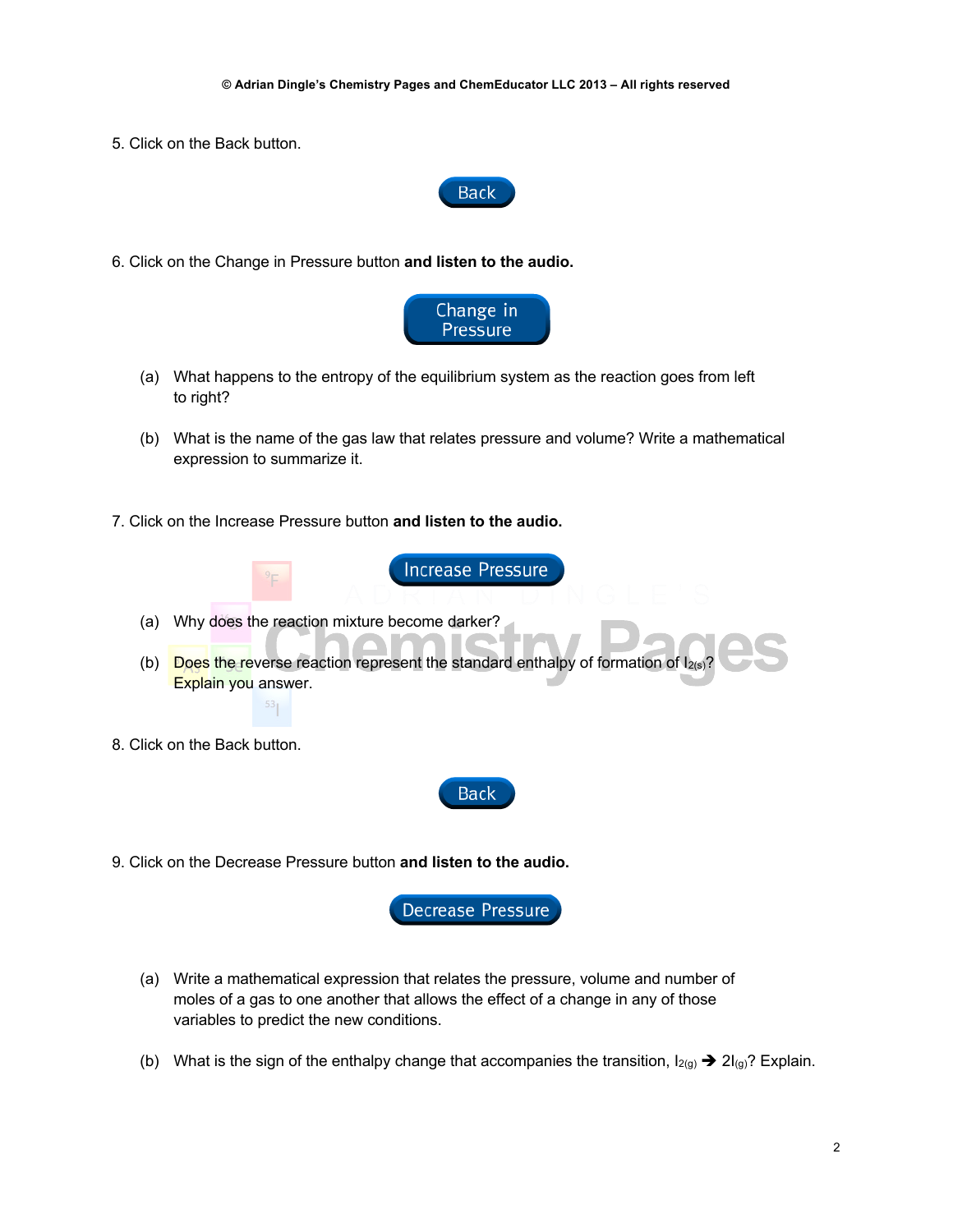5. Click on the Back button.

Back

6. Click on the Change in Pressure button **and listen to the audio.**

Change in Pressure

(a) What happens to the entropy of the equilibrium system as the reaction goes from left to right?

(b) What is the name of the gas law that relates pressure and volume? Write a mathematical expression to summarize it.

7. Click on the Increase Pressure button **and listen to the audio.**

Increase Pressure

(a) Why does the reaction mixture become darker?

(b) Does the reverse reaction represent the standard enthalpy of formation of $I_{2(s)}$? Explain you answer.

8. Click on the Back button.

Back

9. Click on the Decrease Pressure button **and listen to the audio.**

Decrease Pressure

(a) Write a mathematical expression that relates the pressure, volume and number of moles of a gas to one another that allows the effect of a change in any of those variables to predict the new conditions.

(b) What is the sign of the enthalpy change that accompanies the transition, $I_{2(g)} \rightarrow 2I_{(g)}$? Explain.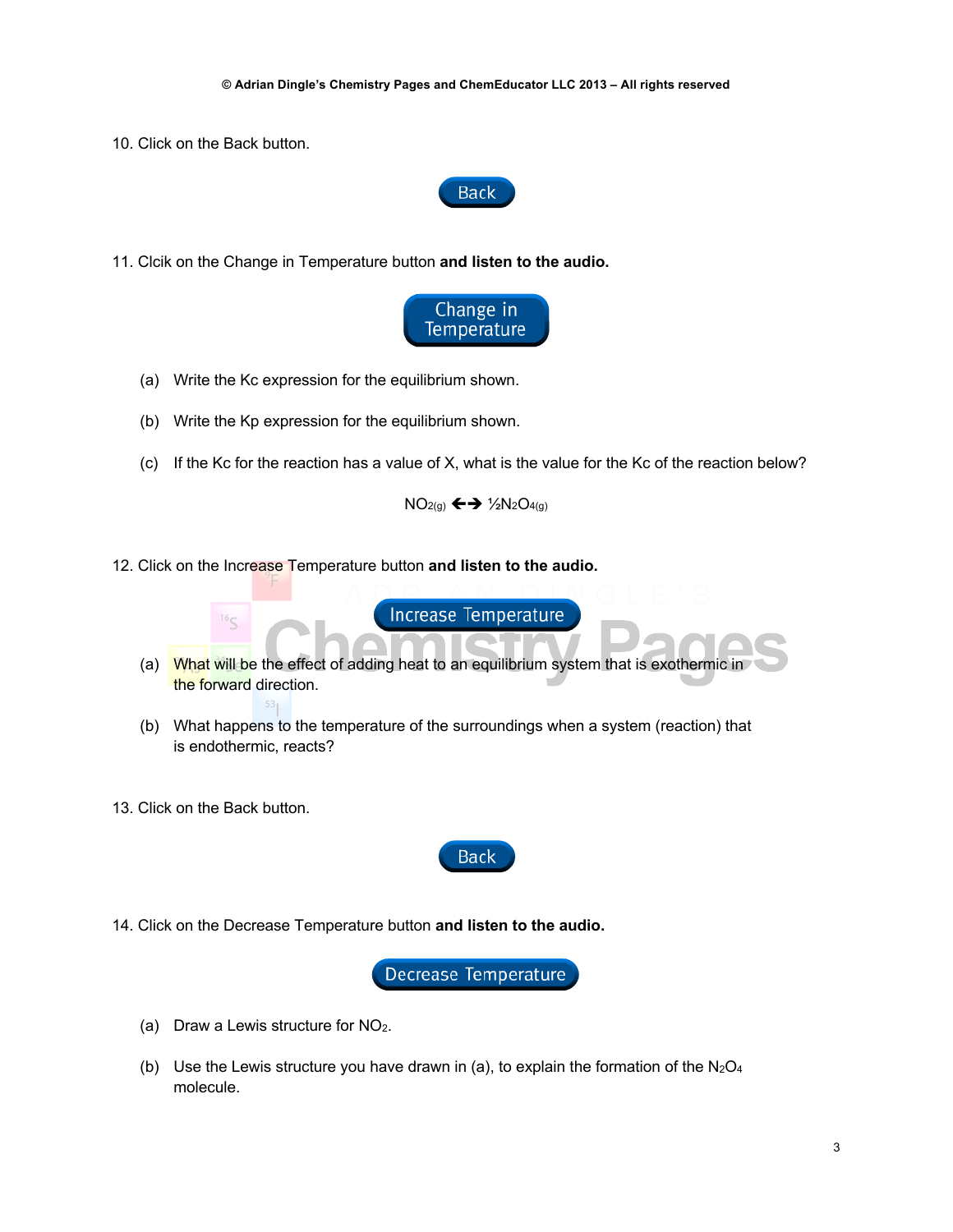10. Click on the Back button.

Back

11. Clcik on the Change in Temperature button **and listen to the audio.**

Change in Temperature

   (a) Write the Kc expression for the equilibrium shown.

   (b) Write the Kp expression for the equilibrium shown.

   (c) If the Kc for the reaction has a value of X, what is the value for the Kc of the reaction below?

$$NO_{2(g)} \leftrightarrow \tfrac{1}{2}N_2O_{4(g)}$$

12. Click on the Increase Temperature button **and listen to the audio.**

Increase Temperature

   (a) What will be the effect of adding heat to an equilibrium system that is exothermic in the forward direction.

   (b) What happens to the temperature of the surroundings when a system (reaction) that is endothermic, reacts?

13. Click on the Back button.

Back

14. Click on the Decrease Temperature button **and listen to the audio.**

Decrease Temperature

   (a) Draw a Lewis structure for $NO_2$.

   (b) Use the Lewis structure you have drawn in (a), to explain the formation of the $N_2O_4$ molecule.